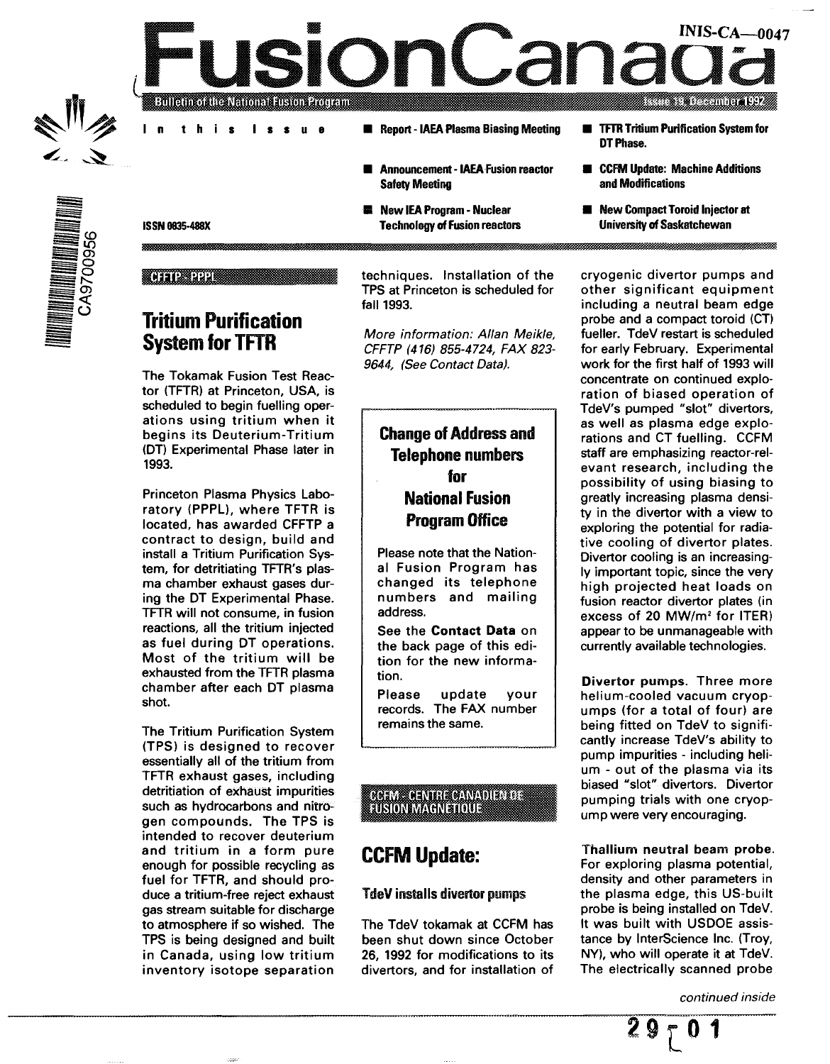INIS-CA—0047

# FusionCanada

Bulletin of the National Fusion Program

Issue 19 December 1992

ISSN 0835-488X

In this Issue

- Report - IAEA Plasma Biasing Meeting
- Announcement - IAEA Fusion reactor Safety Meeting
- New IEA Program - Nuclear Technology of Fusion reactors
- TFTR Tritium Purification System for DT Phase.
- CCFM Update: Machine Additions and Modifications
- New Compact Toroid Injector at University of Saskatchewan

CFFTP - PPPL

## Tritium Purification System for TFTR

The Tokamak Fusion Test Reactor (TFTR) at Princeton, USA, is scheduled to begin fuelling operations using tritium when it begins its Deuterium-Tritium (DT) Experimental Phase later in 1993.

Princeton Plasma Physics Laboratory (PPPL), where TFTR is located, has awarded CFFTP a contract to design, build and install a Tritium Purification System, for detritiating TFTR's plasma chamber exhaust gases during the DT Experimental Phase. TFTR will not consume, in fusion reactions, all the tritium injected as fuel during DT operations. Most of the tritium will be exhausted from the TFTR plasma chamber after each DT plasma shot.

The Tritium Purification System (TPS) is designed to recover essentially all of the tritium from TFTR exhaust gases, including detritiation of exhaust impurities such as hydrocarbons and nitrogen compounds. The TPS is intended to recover deuterium and tritium in a form pure enough for possible recycling as fuel for TFTR, and should produce a tritium-free reject exhaust gas stream suitable for discharge to atmosphere if so wished. The TPS is being designed and built in Canada, using low tritium inventory isotope separation techniques. Installation of the TPS at Princeton is scheduled for fall 1993.

*More information: Allan Meikle, CFFTP (416) 855-4724, FAX 823-9644, (See Contact Data).*

### Change of Address and Telephone numbers for National Fusion Program Office

Please note that the National Fusion Program has changed its telephone numbers and mailing address.

See the **Contact Data** on the back page of this edition for the new information.

Please update your records. The FAX number remains the same.

CCFM - CENTRE CANADIEN DE FUSION MAGNETIQUE

## CCFM Update:

### TdeV installs divertor pumps

The TdeV tokamak at CCFM has been shut down since October 26, 1992 for modifications to its divertors, and for installation of cryogenic divertor pumps and other significant equipment including a neutral beam edge probe and a compact toroid (CT) fueller. TdeV restart is scheduled for early February. Experimental work for the first half of 1993 will concentrate on continued exploration of biased operation of TdeV's pumped "slot" divertors, as well as plasma edge explorations and CT fuelling. CCFM staff are emphasizing reactor-relevant research, including the possibility of using biasing to greatly increasing plasma density in the divertor with a view to exploring the potential for radiative cooling of divertor plates. Divertor cooling is an increasingly important topic, since the very high projected heat loads on fusion reactor divertor plates (in excess of 20 MW/m$^2$ for ITER) appear to be unmanageable with currently available technologies.

**Divertor pumps**. Three more helium-cooled vacuum cryopumps (for a total of four) are being fitted on TdeV to significantly increase TdeV's ability to pump impurities - including helium - out of the plasma via its biased "slot" divertors. Divertor pumping trials with one cryopump were very encouraging.

**Thallium neutral beam probe**. For exploring plasma potential, density and other parameters in the plasma edge, this US-built probe is being installed on TdeV. It was built with USDOE assistance by InterScience Inc. (Troy, NY), who will operate it at TdeV. The electrically scanned probe

*continued inside*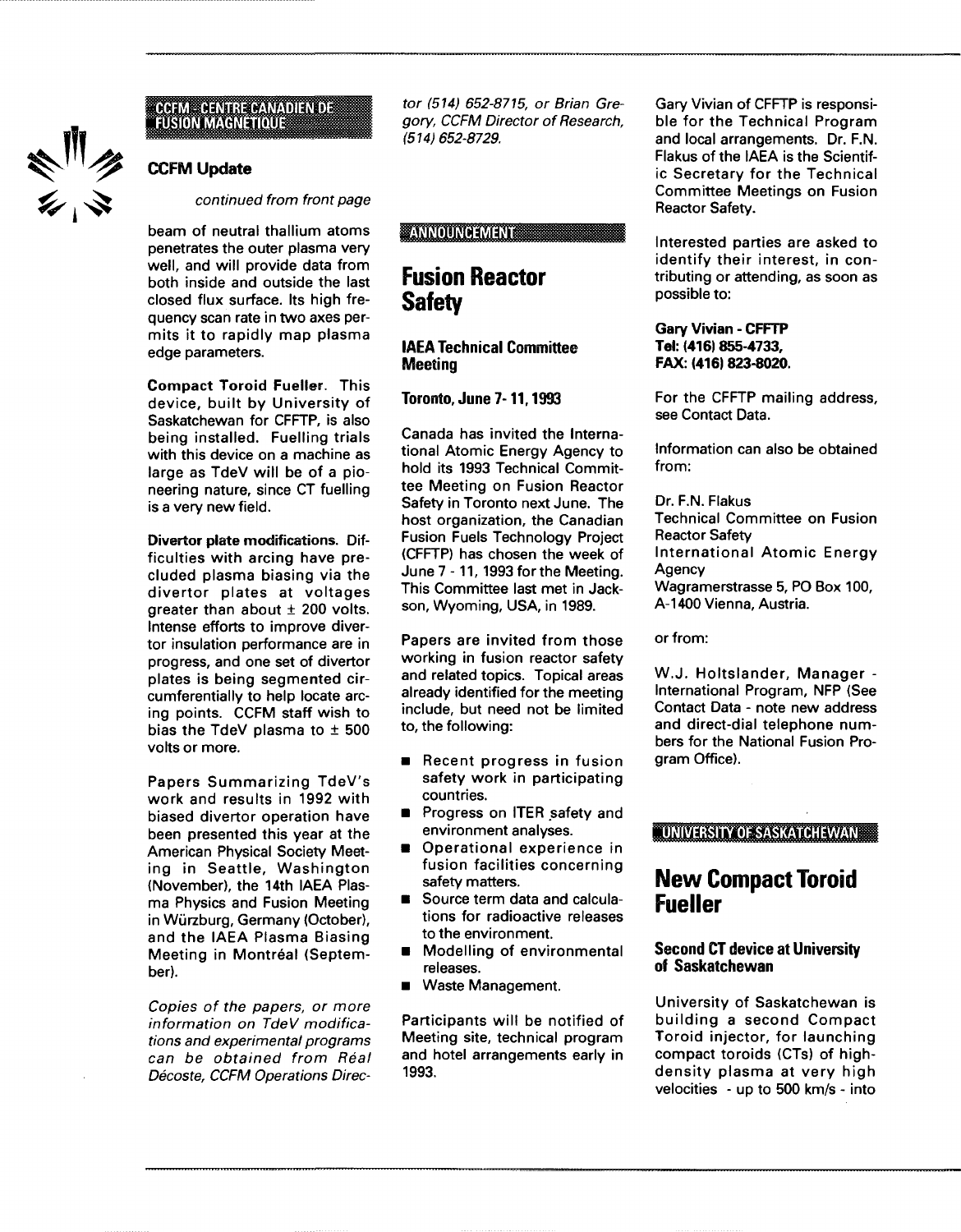CCFM - CENTRE CANADIEN DE FUSION MAGNÉTIQUE

### CCFM Update

*continued from front page*

beam of neutral thallium atoms penetrates the outer plasma very well, and will provide data from both inside and outside the last closed flux surface. Its high frequency scan rate in two axes permits it to rapidly map plasma edge parameters.

**Compact Toroid Fueller.** This device, built by University of Saskatchewan for CFFTP, is also being installed. Fuelling trials with this device on a machine as large as TdeV will be of a pioneering nature, since CT fuelling is a very new field.

**Divertor plate modifications.** Difficulties with arcing have precluded plasma biasing via the divertor plates at voltages greater than about ± 200 volts. Intense efforts to improve divertor insulation performance are in progress, and one set of divertor plates is being segmented circumferentially to help locate arcing points. CCFM staff wish to bias the TdeV plasma to ± 500 volts or more.

Papers Summarizing TdeV's work and results in 1992 with biased divertor operation have been presented this year at the American Physical Society Meeting in Seattle, Washington (November), the 14th IAEA Plasma Physics and Fusion Meeting in Würzburg, Germany (October), and the IAEA Plasma Biasing Meeting in Montréal (September).

*Copies of the papers, or more information on TdeV modifications and experimental programs can be obtained from Réal Décoste, CCFM Operations Director (514) 652-8715, or Brian Gregory, CCFM Director of Research, (514) 652-8729.*

ANNOUNCEMENT

# Fusion Reactor Safety

### IAEA Technical Committee Meeting

### Toronto, June 7- 11, 1993

Canada has invited the International Atomic Energy Agency to hold its 1993 Technical Committee Meeting on Fusion Reactor Safety in Toronto next June. The host organization, the Canadian Fusion Fuels Technology Project (CFFTP) has chosen the week of June 7 - 11, 1993 for the Meeting. This Committee last met in Jackson, Wyoming, USA, in 1989.

Papers are invited from those working in fusion reactor safety and related topics. Topical areas already identified for the meeting include, but need not be limited to, the following:

- Recent progress in fusion safety work in participating countries.
- Progress on ITER safety and environment analyses.
- Operational experience in fusion facilities concerning safety matters.
- Source term data and calculations for radioactive releases to the environment.
- Modelling of environmental releases.
- Waste Management.

Participants will be notified of Meeting site, technical program and hotel arrangements early in 1993.

Gary Vivian of CFFTP is responsible for the Technical Program and local arrangements. Dr. F.N. Flakus of the IAEA is the Scientific Secretary for the Technical Committee Meetings on Fusion Reactor Safety.

Interested parties are asked to identify their interest, in contributing or attending, as soon as possible to:

**Gary Vivian - CFFTP**
**Tel: (416) 855-4733,**
**FAX: (416) 823-8020.**

For the CFFTP mailing address, see Contact Data.

Information can also be obtained from:

Dr. F.N. Flakus
Technical Committee on Fusion Reactor Safety
International Atomic Energy Agency
Wagramerstrasse 5, PO Box 100,
A-1400 Vienna, Austria.

or from:

W.J. Holtslander, Manager - International Program, NFP (See Contact Data - note new address and direct-dial telephone numbers for the National Fusion Program Office).

UNIVERSITY OF SASKATCHEWAN

# New Compact Toroid Fueller

### Second CT device at University of Saskatchewan

University of Saskatchewan is building a second Compact Toroid injector, for launching compact toroids (CTs) of high-density plasma at very high velocities - up to 500 km/s - into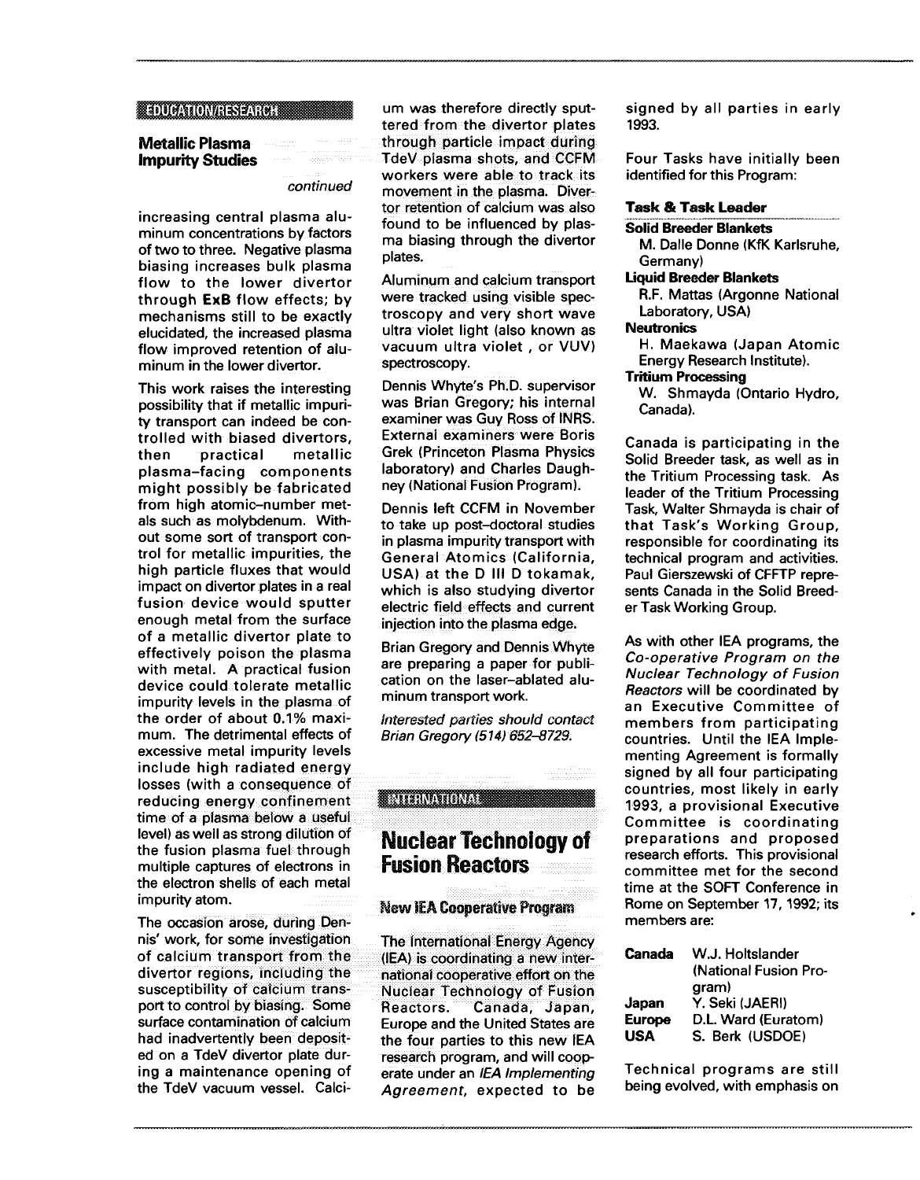EDUCATION/RESEARCH

## Metallic Plasma Impurity Studies

*continued*

increasing central plasma aluminum concentrations by factors of two to three. Negative plasma biasing increases bulk plasma flow to the lower divertor through **ExB** flow effects; by mechanisms still to be exactly elucidated, the increased plasma flow improved retention of aluminum in the lower divertor.

This work raises the interesting possibility that if metallic impurity transport can indeed be controlled with biased divertors, then practical metallic plasma–facing components might possibly be fabricated from high atomic–number metals such as molybdenum. Without some sort of transport control for metallic impurities, the high particle fluxes that would impact on divertor plates in a real fusion device would sputter enough metal from the surface of a metallic divertor plate to effectively poison the plasma with metal. A practical fusion device could tolerate metallic impurity levels in the plasma of the order of about 0.1% maximum. The detrimental effects of excessive metal impurity levels include high radiated energy losses (with a consequence of reducing energy confinement time of a plasma below a useful level) as well as strong dilution of the fusion plasma fuel through multiple captures of electrons in the electron shells of each metal impurity atom.

The occasion arose, during Dennis' work, for some investigation of calcium transport from the divertor regions, including the susceptibility of calcium transport to control by biasing. Some surface contamination of calcium had inadvertently been deposited on a TdeV divertor plate during a maintenance opening of the TdeV vacuum vessel. Calcium was therefore directly sputtered from the divertor plates through particle impact during TdeV plasma shots, and CCFM workers were able to track its movement in the plasma. Divertor retention of calcium was also found to be influenced by plasma biasing through the divertor plates.

Aluminum and calcium transport were tracked using visible spectroscopy and very short wave ultra violet light (also known as vacuum ultra violet , or VUV) spectroscopy.

Dennis Whyte's Ph.D. supervisor was Brian Gregory; his internal examiner was Guy Ross of INRS. External examiners were Boris Grek (Princeton Plasma Physics laboratory) and Charles Daughney (National Fusion Program).

Dennis left CCFM in November to take up post–doctoral studies in plasma impurity transport with General Atomics (California, USA) at the D III D tokamak, which is also studying divertor electric field effects and current injection into the plasma edge.

Brian Gregory and Dennis Whyte are preparing a paper for publication on the laser–ablated aluminum transport work.

*Interested parties should contact Brian Gregory (514) 652–8729.*

INTERNATIONAL

# Nuclear Technology of Fusion Reactors

### New IEA Cooperative Program

The International Energy Agency (IEA) is coordinating a new international cooperative effort on the Nuclear Technology of Fusion Reactors. Canada, Japan, Europe and the United States are the four parties to this new IEA research program, and will cooperate under an *IEA Implementing Agreement*, expected to be signed by all parties in early 1993.

Four Tasks have initially been identified for this Program:

**Task & Task Leader**

**Solid Breeder Blankets**
M. Dalle Donne (KfK Karlsruhe, Germany)

**Liquid Breeder Blankets**
R.F. Mattas (Argonne National Laboratory, USA)

**Neutronics**
H. Maekawa (Japan Atomic Energy Research Institute).

**Tritium Processing**
W. Shmayda (Ontario Hydro, Canada).

Canada is participating in the Solid Breeder task, as well as in the Tritium Processing task. As leader of the Tritium Processing Task, Walter Shmayda is chair of that Task's Working Group, responsible for coordinating its technical program and activities. Paul Gierszewski of CFFTP represents Canada in the Solid Breeder Task Working Group.

As with other IEA programs, the *Co-operative Program on the Nuclear Technology of Fusion Reactors* will be coordinated by an Executive Committee of members from participating countries. Until the IEA Implementing Agreement is formally signed by all four participating countries, most likely in early 1993, a provisional Executive Committee is coordinating preparations and proposed research efforts. This provisional committee met for the second time at the SOFT Conference in Rome on September 17, 1992; its members are:

| | |
|---|---|
| **Canada** | W.J. Holtslander (National Fusion Program) |
| **Japan** | Y. Seki (JAERI) |
| **Europe** | D.L. Ward (Euratom) |
| **USA** | S. Berk (USDOE) |

Technical programs are still being evolved, with emphasis on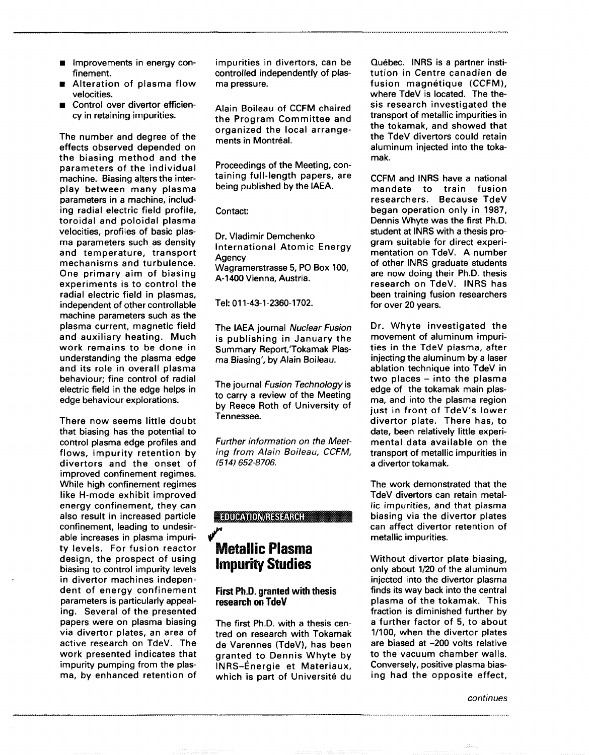- Improvements in energy confinement.
- Alteration of plasma flow velocities.
- Control over divertor efficiency in retaining impurities.

The number and degree of the effects observed depended on the biasing method and the parameters of the individual machine. Biasing alters the interplay between many plasma parameters in a machine, including radial electric field profile, toroidal and poloidal plasma velocities, profiles of basic plasma parameters such as density and temperature, transport mechanisms and turbulence. One primary aim of biasing experiments is to control the radial electric field in plasmas, independent of other controllable machine parameters such as the plasma current, magnetic field and auxiliary heating. Much work remains to be done in understanding the plasma edge and its role in overall plasma behaviour; fine control of radial electric field in the edge helps in edge behaviour explorations.

There now seems little doubt that biasing has the potential to control plasma edge profiles and flows, impurity retention by divertors and the onset of improved confinement regimes. While high confinement regimes like H-mode exhibit improved energy confinement, they can also result in increased particle confinement, leading to undesirable increases in plasma impurity levels. For fusion reactor design, the prospect of using biasing to control impurity levels in divertor machines independent of energy confinement parameters is particularly appealing. Several of the presented papers were on plasma biasing via divertor plates, an area of active research on TdeV. The work presented indicates that impurity pumping from the plasma, by enhanced retention of impurities in divertors, can be controlled independently of plasma pressure.

Alain Boileau of CCFM chaired the Program Committee and organized the local arrangements in Montréal.

Proceedings of the Meeting, containing full-length papers, are being published by the IAEA.

Contact:

Dr. Vladimir Demchenko
International Atomic Energy Agency
Wagramerstrasse 5, PO Box 100,
A-1400 Vienna, Austria.

Tel: 011-43-1-2360-1702.

The IAEA journal *Nuclear Fusion* is publishing in January the Summary Report,'Tokamak Plasma Biasing', by Alain Boileau.

The journal *Fusion Technology* is to carry a review of the Meeting by Reece Roth of University of Tennessee.

*Further information on the Meeting from Alain Boileau, CCFM, (514) 652-8706.*

EDUCATION/RESEARCH

# Metallic Plasma Impurity Studies

### First Ph.D. granted with thesis research on TdeV

The first Ph.D. with a thesis centred on research with Tokamak de Varennes (TdeV), has been granted to Dennis Whyte by INRS-Énergie et Materiaux, which is part of Université du Québec. INRS is a partner institution in Centre canadien de fusion magnétique (CCFM), where TdeV is located. The thesis research investigated the transport of metallic impurities in the tokamak, and showed that the TdeV divertors could retain aluminum injected into the tokamak.

CCFM and INRS have a national mandate to train fusion researchers. Because TdeV began operation only in 1987, Dennis Whyte was the first Ph.D. student at INRS with a thesis program suitable for direct experimentation on TdeV. A number of other INRS graduate students are now doing their Ph.D. thesis research on TdeV. INRS has been training fusion researchers for over 20 years.

Dr. Whyte investigated the movement of aluminum impurities in the TdeV plasma, after injecting the aluminum by a laser ablation technique into TdeV in two places – into the plasma edge of the tokamak main plasma, and into the plasma region just in front of TdeV's lower divertor plate. There has, to date, been relatively little experimental data available on the transport of metallic impurities in a divertor tokamak.

The work demonstrated that the TdeV divertors can retain metallic impurities, and that plasma biasing via the divertor plates can affect divertor retention of metallic impurities.

Without divertor plate biasing, only about 1/20 of the aluminum injected into the divertor plasma finds its way back into the central plasma of the tokamak. This fraction is diminished further by a further factor of 5, to about 1/100, when the divertor plates are biased at –200 volts relative to the vacuum chamber walls. Conversely, positive plasma biasing had the opposite effect,

*continues*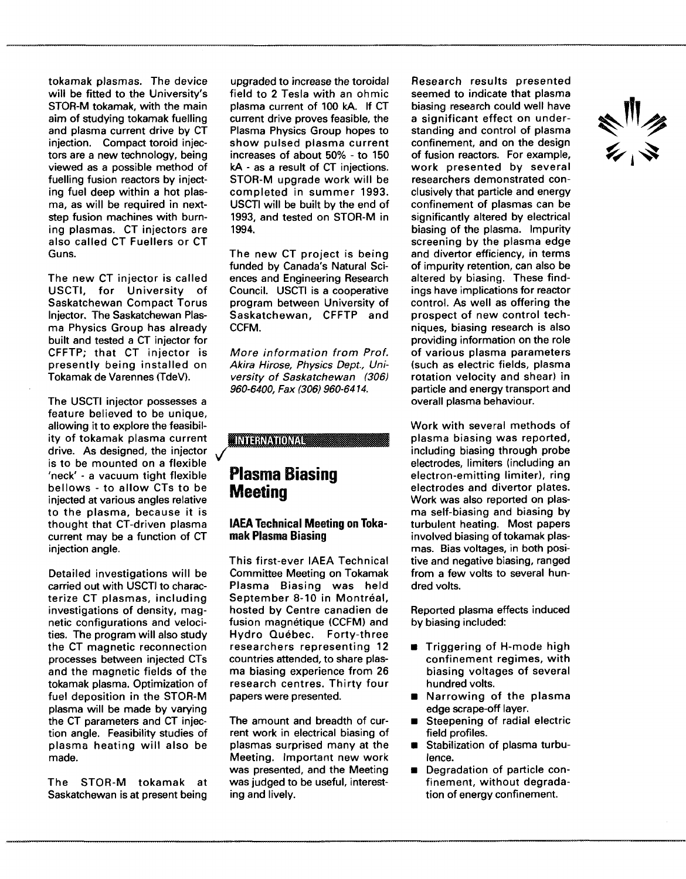tokamak plasmas. The device will be fitted to the University's STOR-M tokamak, with the main aim of studying tokamak fuelling and plasma current drive by CT injection. Compact toroid injectors are a new technology, being viewed as a possible method of fuelling fusion reactors by injecting fuel deep within a hot plasma, as will be required in next-step fusion machines with burning plasmas. CT injectors are also called CT Fuellers or CT Guns.

The new CT injector is called USCTI, for University of Saskatchewan Compact Torus Injector. The Saskatchewan Plasma Physics Group has already built and tested a CT injector for CFFTP; that CT injector is presently being installed on Tokamak de Varennes (TdeV).

The USCTI injector possesses a feature believed to be unique, allowing it to explore the feasibility of tokamak plasma current drive. As designed, the injector is to be mounted on a flexible 'neck' - a vacuum tight flexible bellows - to allow CTs to be injected at various angles relative to the plasma, because it is thought that CT-driven plasma current may be a function of CT injection angle.

Detailed investigations will be carried out with USCTI to characterize CT plasmas, including investigations of density, magnetic configurations and velocities. The program will also study the CT magnetic reconnection processes between injected CTs and the magnetic fields of the tokamak plasma. Optimization of fuel deposition in the STOR-M plasma will be made by varying the CT parameters and CT injection angle. Feasibility studies of plasma heating will also be made.

The STOR-M tokamak at Saskatchewan is at present being upgraded to increase the toroidal field to 2 Tesla with an ohmic plasma current of 100 kA. If CT current drive proves feasible, the Plasma Physics Group hopes to show pulsed plasma current increases of about 50% - to 150 kA - as a result of CT injections. STOR-M upgrade work will be completed in summer 1993. USCTI will be built by the end of 1993, and tested on STOR-M in 1994.

The new CT project is being funded by Canada's Natural Sciences and Engineering Research Council. USCTI is a cooperative program between University of Saskatchewan, CFFTP and CCFM.

*More information from Prof. Akira Hirose, Physics Dept., University of Saskatchewan (306) 960-6400, Fax (306) 960-6414.*

INTERNATIONAL

## Plasma Biasing Meeting

### IAEA Technical Meeting on Tokamak Plasma Biasing

This first-ever IAEA Technical Committee Meeting on Tokamak Plasma Biasing was held September 8-10 in Montréal, hosted by Centre canadien de fusion magnétique (CCFM) and Hydro Québec. Forty-three researchers representing 12 countries attended, to share plasma biasing experience from 26 research centres. Thirty four papers were presented.

The amount and breadth of current work in electrical biasing of plasmas surprised many at the Meeting. Important new work was presented, and the Meeting was judged to be useful, interesting and lively.

Research results presented seemed to indicate that plasma biasing research could well have a significant effect on understanding and control of plasma confinement, and on the design of fusion reactors. For example, work presented by several researchers demonstrated conclusively that particle and energy confinement of plasmas can be significantly altered by electrical biasing of the plasma. Impurity screening by the plasma edge and divertor efficiency, in terms of impurity retention, can also be altered by biasing. These findings have implications for reactor control. As well as offering the prospect of new control techniques, biasing research is also providing information on the role of various plasma parameters (such as electric fields, plasma rotation velocity and shear) in particle and energy transport and overall plasma behaviour.

Work with several methods of plasma biasing was reported, including biasing through probe electrodes, limiters (including an electron-emitting limiter), ring electrodes and divertor plates. Work was also reported on plasma self-biasing and biasing by turbulent heating. Most papers involved biasing of tokamak plasmas. Bias voltages, in both positive and negative biasing, ranged from a few volts to several hundred volts.

Reported plasma effects induced by biasing included:

- Triggering of H-mode high confinement regimes, with biasing voltages of several hundred volts.
- Narrowing of the plasma edge scrape-off layer.
- Steepening of radial electric field profiles.
- Stabilization of plasma turbulence.
- Degradation of particle confinement, without degradation of energy confinement.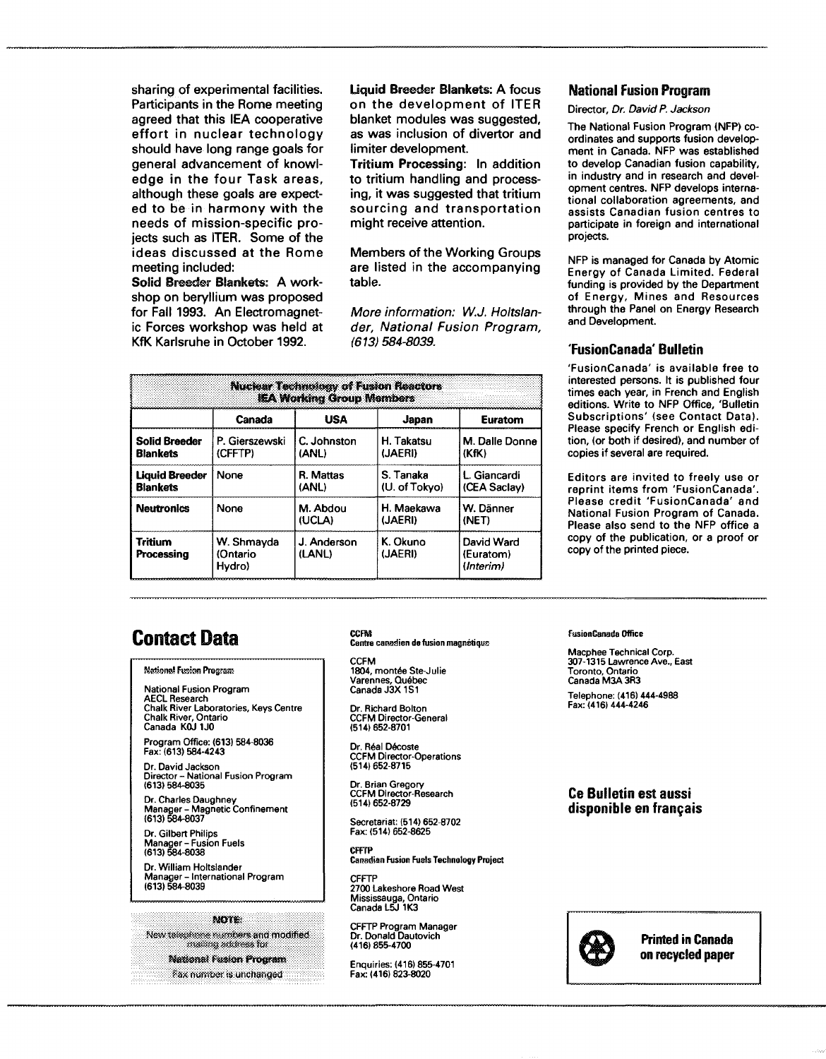sharing of experimental facilities. Participants in the Rome meeting agreed that this IEA cooperative effort in nuclear technology should have long range goals for general advancement of knowledge in the four Task areas, although these goals are expected to be in harmony with the needs of mission-specific projects such as ITER. Some of the ideas discussed at the Rome meeting included:

**Solid Breeder Blankets:** A workshop on beryllium was proposed for Fall 1993. An Electromagnetic Forces workshop was held at KfK Karlsruhe in October 1992.

**Liquid Breeder Blankets:** A focus on the development of ITER blanket modules was suggested, as was inclusion of divertor and limiter development.

**Tritium Processing:** In addition to tritium handling and processing, it was suggested that tritium sourcing and transportation might receive attention.

Members of the Working Groups are listed in the accompanying table.

*More information: W.J. Holtslander, National Fusion Program, (613) 584-8039.*

**Nuclear Technology of Fusion Reactors**
**IEA Working Group Members**

| | Canada | USA | Japan | Euratom |
|---|---|---|---|---|
| **Solid Breeder Blankets** | P. Gierszewski (CFFTP) | C. Johnston (ANL) | H. Takatsu (JAERI) | M. Dalle Donne (KfK) |
| **Liquid Breeder Blankets** | None | R. Mattas (ANL) | S. Tanaka (U. of Tokyo) | L. Giancardi (CEA Saclay) |
| **Neutronics** | None | M. Abdou (UCLA) | H. Maekawa (JAERI) | W. Dänner (NET) |
| **Tritium Processing** | W. Shmayda (Ontario Hydro) | J. Anderson (LANL) | K. Okuno (JAERI) | David Ward (Euratom) *(Interim)* |

## National Fusion Program

Director, *Dr. David P. Jackson*

The National Fusion Program (NFP) coordinates and supports fusion development in Canada. NFP was established to develop Canadian fusion capability, in industry and in research and development centres. NFP develops international collaboration agreements, and assists Canadian fusion centres to participate in foreign and international projects.

NFP is managed for Canada by Atomic Energy of Canada Limited. Federal funding is provided by the Department of Energy, Mines and Resources through the Panel on Energy Research and Development.

## 'FusionCanada' Bulletin

'FusionCanada' is available free to interested persons. It is published four times each year, in French and English editions. Write to NFP Office, 'Bulletin Subscriptions' (see Contact Data). Please specify French or English edition, (or both if desired), and number of copies if several are required.

Editors are invited to freely use or reprint items from 'FusionCanada'. Please credit 'FusionCanada' and National Fusion Program of Canada. Please also send to the NFP office a copy of the publication, or a proof or copy of the printed piece.

# Contact Data

**National Fusion Program**

National Fusion Program
AECL Research
Chalk River Laboratories, Keys Centre
Chalk River, Ontario
Canada K0J 1J0

Program Office: (613) 584-8036
Fax: (613) 584-4243

Dr. David Jackson
Director – National Fusion Program
(613) 584-8035

Dr. Charles Daughney
Manager – Magnetic Confinement
(613) 584-8037

Dr. Gilbert Philips
Manager – Fusion Fuels
(613) 584-8038

Dr. William Holtslander
Manager – International Program
(613) 584-8039

**NOTE:**
New telephone numbers and modified mailing address for
**National Fusion Program**
Fax number is unchanged

**CCFM**
**Centre canadien de fusion magnétique**

CCFM
1804, montée Ste-Julie
Varennes, Québec
Canada J3X 1S1

Dr. Richard Bolton
CCFM Director-General
(514) 652-8701

Dr. Réal Décoste
CCFM Director-Operations
(514) 652-8715

Dr. Brian Gregory
CCFM Director-Research
(514) 652-8729

Secretariat: (514) 652-8702
Fax: (514) 652-8625

**CFFTP**
**Canadian Fusion Fuels Technology Project**

CFFTP
2700 Lakeshore Road West
Mississauga, Ontario
Canada L5J 1K3

CFFTP Program Manager
Dr. Donald Dautovich
(416) 855-4700

Enquiries: (416) 855-4701
Fax: (416) 823-8020

**FusionCanada Office**

Macphee Technical Corp.
307-1315 Lawrence Ave., East
Toronto, Ontario
Canada M3A 3R3

Telephone: (416) 444-4988
Fax: (416) 444-4246

## Ce Bulletin est aussi disponible en français

**Printed in Canada on recycled paper**